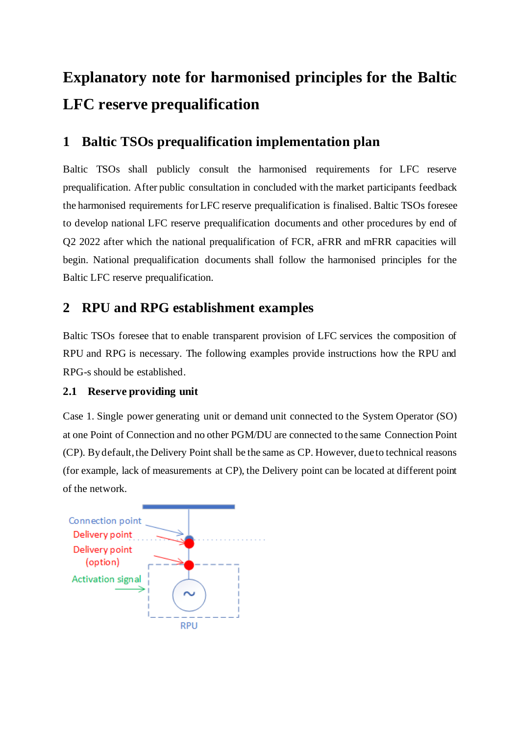# Explanatory note for harmonised principles for the Baltic LFC reserve prequalification

## 1 Baltic TSOs prequalification implementation plan

Baltic TSOs shall publicly consult the harmonised requirements for LFC reserve prequalification. After public consultation in concluded with the market participants feedback the harmonised requirements for LFC reserve prequalification is finalised. Baltic TSOs foresee to develop national LFC reserve prequalification documents and other procedures by end of Q2 2022 after which the national prequalification of FCR, aFRR and mFRR capacities will begin. National prequalification documents shall follow the harmonised principles for the Baltic LFC reserve prequalification.

## 2 RPU and RPG establishment examples

Baltic TSOs foresee that to enable transparent provision of LFC services the composition of RPU and RPG is necessary. The following examples provide instructions how the RPU and RPG-s should be established.

### 2.1 Reserve providing unit

Case 1. Single power generating unit or demand unit connected to the System Operator (SO) at one Point of Connection and no other PGM/DU are connected to the same Connection Point (CP). By default, the Delivery Point shall be the same as CP. However, due to technical reasons (for example, lack of measurements at CP), the Delivery point can be located at different point of the network.

Connection point
Delivery point
Delivery point (option)
Activation signal
RPU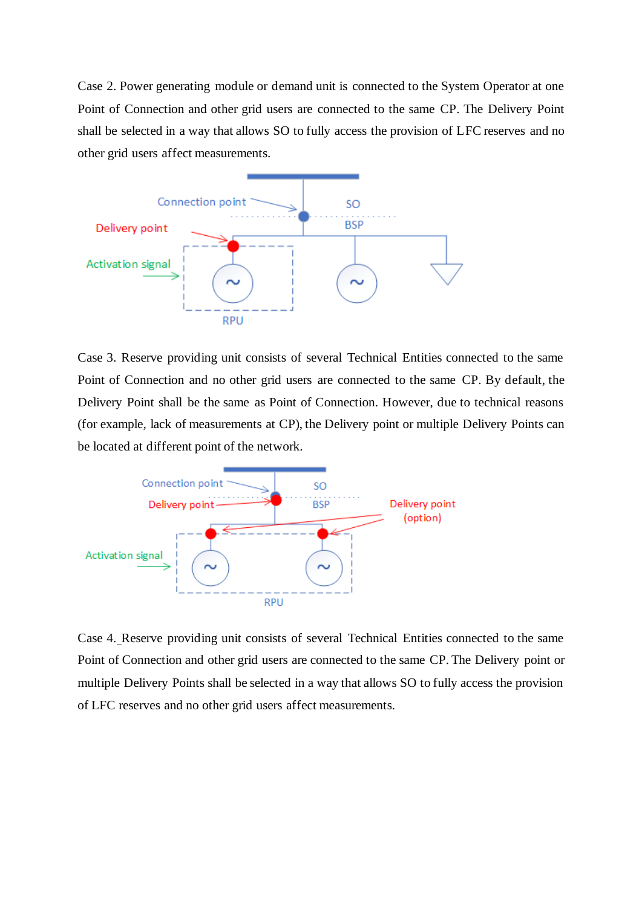Case 2. Power generating module or demand unit is connected to the System Operator at one Point of Connection and other grid users are connected to the same CP. The Delivery Point shall be selected in a way that allows SO to fully access the provision of LFC reserves and no other grid users affect measurements.

Case 3. Reserve providing unit consists of several Technical Entities connected to the same Point of Connection and no other grid users are connected to the same CP. By default, the Delivery Point shall be the same as Point of Connection. However, due to technical reasons (for example, lack of measurements at CP), the Delivery point or multiple Delivery Points can be located at different point of the network.

Case 4. Reserve providing unit consists of several Technical Entities connected to the same Point of Connection and other grid users are connected to the same CP. The Delivery point or multiple Delivery Points shall be selected in a way that allows SO to fully access the provision of LFC reserves and no other grid users affect measurements.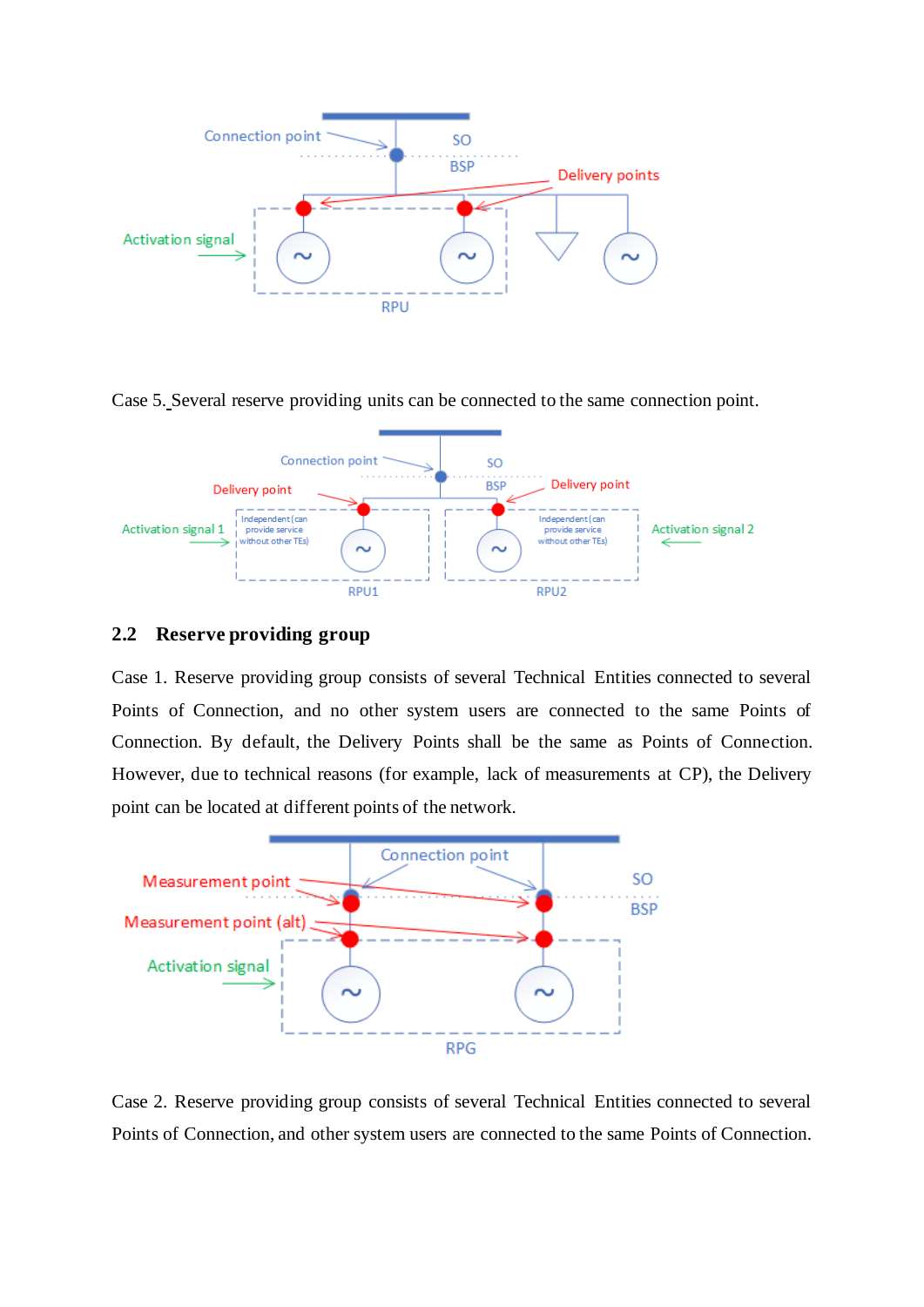Case 5. Several reserve providing units can be connected to the same connection point.

## 2.2 Reserve providing group

Case 1. Reserve providing group consists of several Technical Entities connected to several Points of Connection, and no other system users are connected to the same Points of Connection. By default, the Delivery Points shall be the same as Points of Connection. However, due to technical reasons (for example, lack of measurements at CP), the Delivery point can be located at different points of the network.

Case 2. Reserve providing group consists of several Technical Entities connected to several Points of Connection, and other system users are connected to the same Points of Connection.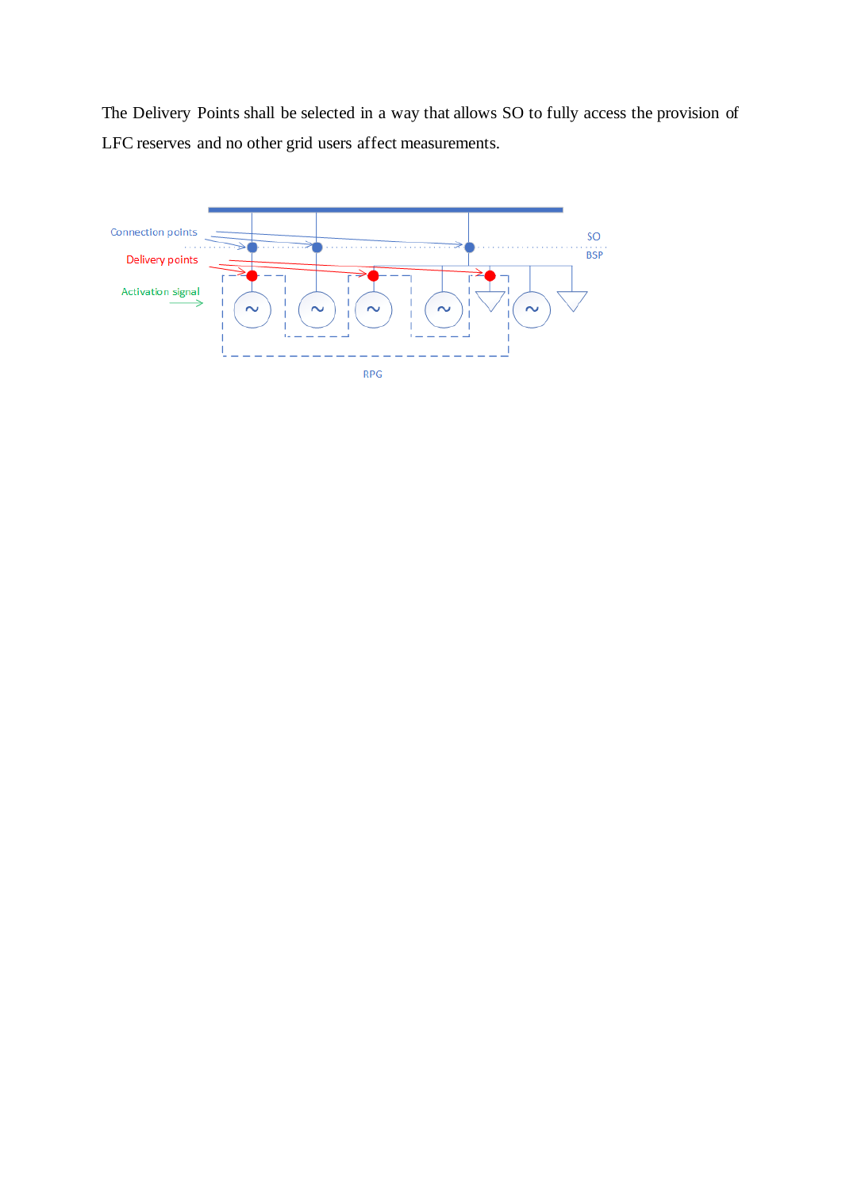The Delivery Points shall be selected in a way that allows SO to fully access the provision of LFC reserves and no other grid users affect measurements.

Connection points

Delivery points

Activation signal

SO

BSP

RPG